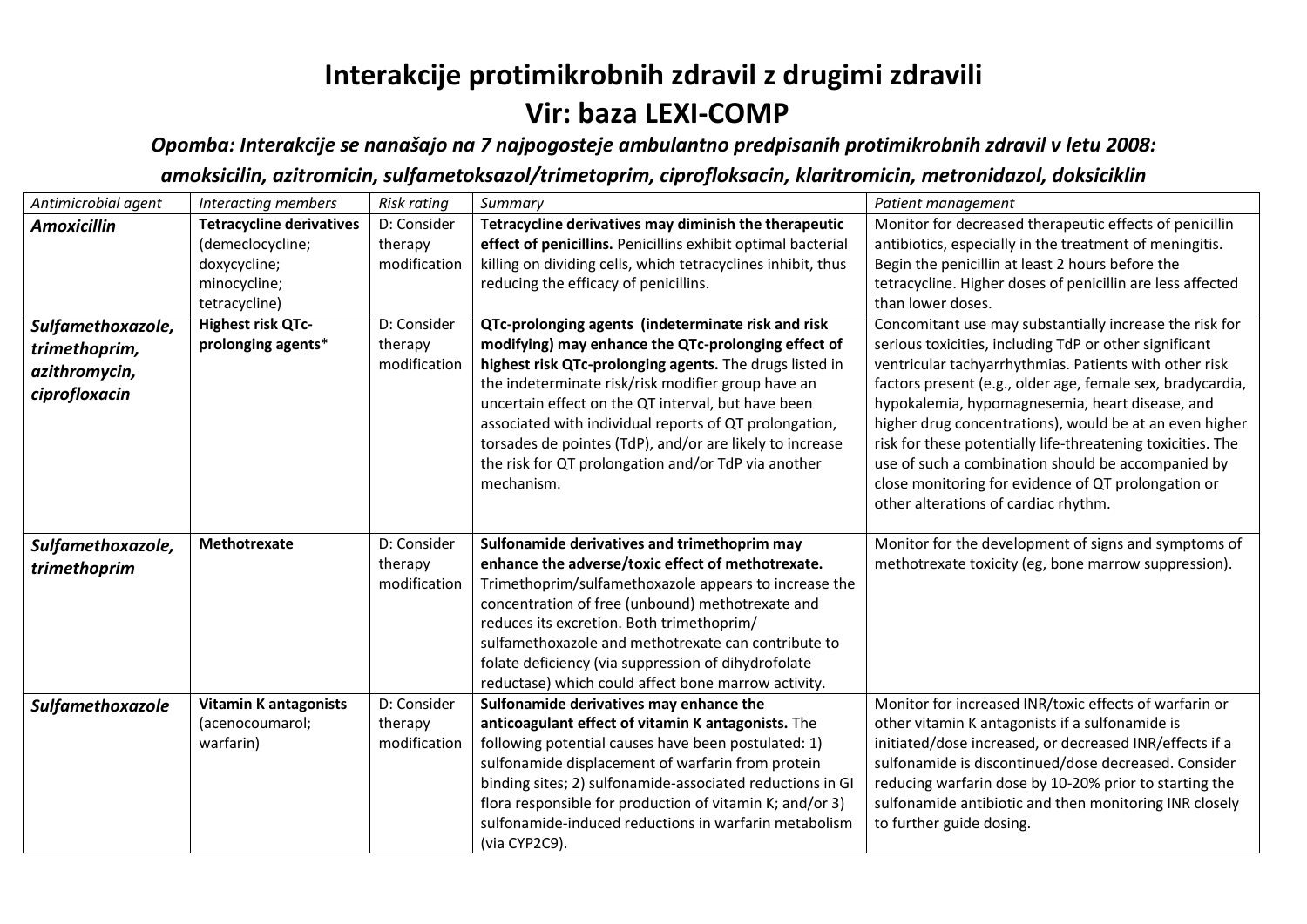# Interakcije protimikrobnih zdravil z drugimi zdravili

# Vir: baza LEXI-COMP

***Opomba: Interakcije se nanašajo na 7 najpogosteje ambulantno predpisanih protimikrobnih zdravil v letu 2008: amoksicilin, azitromicin, sulfametoksazol/trimetoprim, ciprofloksacin, klaritromicin, metronidazol, doksiciklin***

| *Antimicrobial agent* | *Interacting members* | *Risk rating* | *Summary* | *Patient management* |
|---|---|---|---|---|
| ***Amoxicillin*** | **Tetracycline derivatives** (demeclocycline; doxycycline; minocycline; tetracycline) | D: Consider therapy modification | **Tetracycline derivatives may diminish the therapeutic effect of penicillins.** Penicillins exhibit optimal bacterial killing on dividing cells, which tetracyclines inhibit, thus reducing the efficacy of penicillins. | Monitor for decreased therapeutic effects of penicillin antibiotics, especially in the treatment of meningitis. Begin the penicillin at least 2 hours before the tetracycline. Higher doses of penicillin are less affected than lower doses. |
| ***Sulfamethoxazole, trimethoprim, azithromycin, ciprofloxacin*** | **Highest risk QTc-prolonging agents*** | D: Consider therapy modification | **QTc-prolonging agents (indeterminate risk and risk modifying) may enhance the QTc-prolonging effect of highest risk QTc-prolonging agents.** The drugs listed in the indeterminate risk/risk modifier group have an uncertain effect on the QT interval, but have been associated with individual reports of QT prolongation, torsades de pointes (TdP), and/or are likely to increase the risk for QT prolongation and/or TdP via another mechanism. | Concomitant use may substantially increase the risk for serious toxicities, including TdP or other significant ventricular tachyarrhythmias. Patients with other risk factors present (e.g., older age, female sex, bradycardia, hypokalemia, hypomagnesemia, heart disease, and higher drug concentrations), would be at an even higher risk for these potentially life-threatening toxicities. The use of such a combination should be accompanied by close monitoring for evidence of QT prolongation or other alterations of cardiac rhythm. |
| ***Sulfamethoxazole, trimethoprim*** | **Methotrexate** | D: Consider therapy modification | **Sulfonamide derivatives and trimethoprim may enhance the adverse/toxic effect of methotrexate.** Trimethoprim/sulfamethoxazole appears to increase the concentration of free (unbound) methotrexate and reduces its excretion. Both trimethoprim/ sulfamethoxazole and methotrexate can contribute to folate deficiency (via suppression of dihydrofolate reductase) which could affect bone marrow activity. | Monitor for the development of signs and symptoms of methotrexate toxicity (eg, bone marrow suppression). |
| ***Sulfamethoxazole*** | **Vitamin K antagonists** (acenocoumarol; warfarin) | D: Consider therapy modification | **Sulfonamide derivatives may enhance the anticoagulant effect of vitamin K antagonists.** The following potential causes have been postulated: 1) sulfonamide displacement of warfarin from protein binding sites; 2) sulfonamide-associated reductions in GI flora responsible for production of vitamin K; and/or 3) sulfonamide-induced reductions in warfarin metabolism (via CYP2C9). | Monitor for increased INR/toxic effects of warfarin or other vitamin K antagonists if a sulfonamide is initiated/dose increased, or decreased INR/effects if a sulfonamide is discontinued/dose decreased. Consider reducing warfarin dose by 10-20% prior to starting the sulfonamide antibiotic and then monitoring INR closely to further guide dosing. |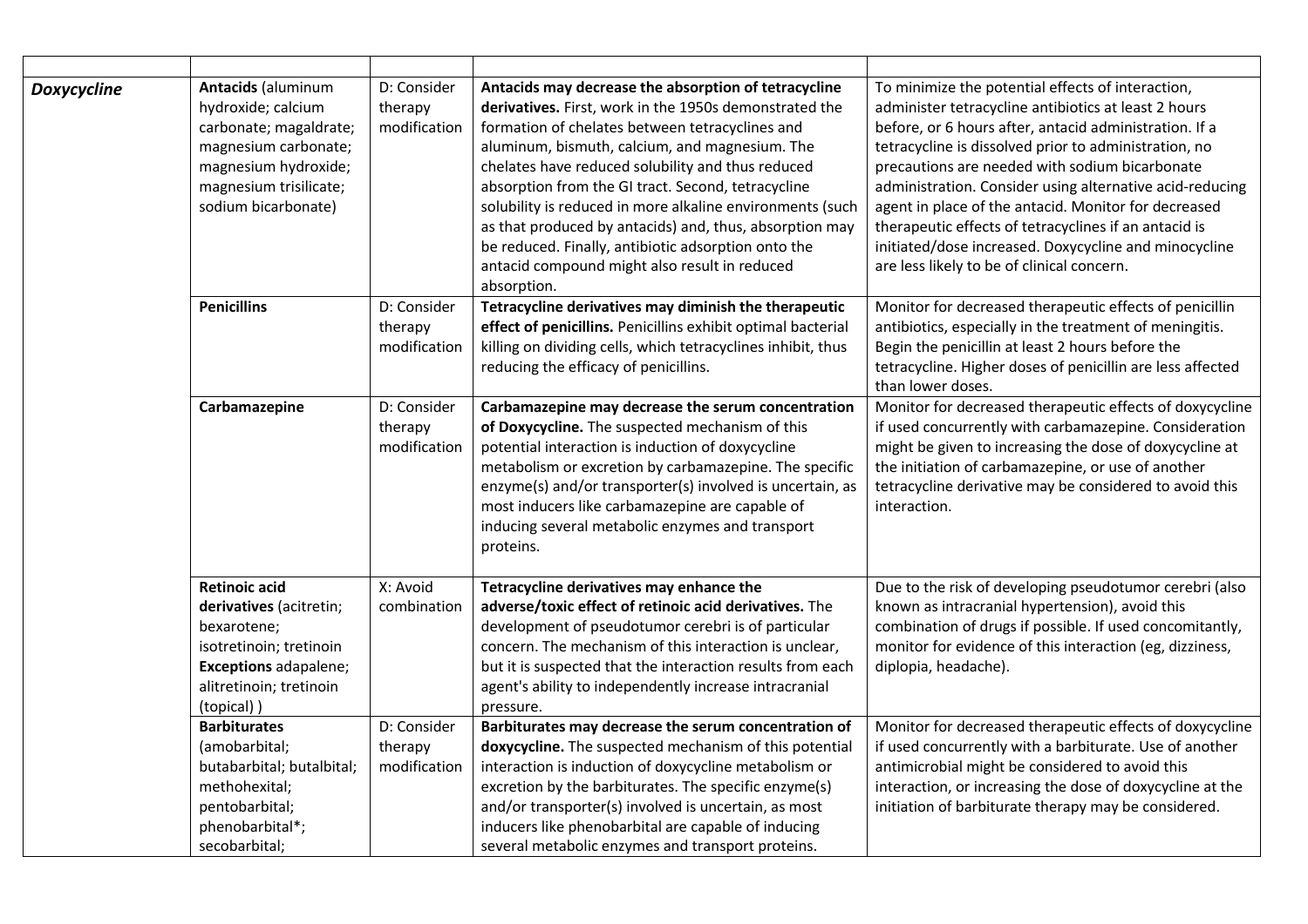| | | | | |
|---|---|---|---|---|
| ***Doxycycline*** | **Antacids** (aluminum hydroxide; calcium carbonate; magaldrate; magnesium carbonate; magnesium hydroxide; magnesium trisilicate; sodium bicarbonate) | D: Consider therapy modification | **Antacids may decrease the absorption of tetracycline derivatives.** First, work in the 1950s demonstrated the formation of chelates between tetracyclines and aluminum, bismuth, calcium, and magnesium. The chelates have reduced solubility and thus reduced absorption from the GI tract. Second, tetracycline solubility is reduced in more alkaline environments (such as that produced by antacids) and, thus, absorption may be reduced. Finally, antibiotic adsorption onto the antacid compound might also result in reduced absorption. | To minimize the potential effects of interaction, administer tetracycline antibiotics at least 2 hours before, or 6 hours after, antacid administration. If a tetracycline is dissolved prior to administration, no precautions are needed with sodium bicarbonate administration. Consider using alternative acid-reducing agent in place of the antacid. Monitor for decreased therapeutic effects of tetracyclines if an antacid is initiated/dose increased. Doxycycline and minocycline are less likely to be of clinical concern. |
| | **Penicillins** | D: Consider therapy modification | **Tetracycline derivatives may diminish the therapeutic effect of penicillins.** Penicillins exhibit optimal bacterial killing on dividing cells, which tetracyclines inhibit, thus reducing the efficacy of penicillins. | Monitor for decreased therapeutic effects of penicillin antibiotics, especially in the treatment of meningitis. Begin the penicillin at least 2 hours before the tetracycline. Higher doses of penicillin are less affected than lower doses. |
| | **Carbamazepine** | D: Consider therapy modification | **Carbamazepine may decrease the serum concentration of Doxycycline.** The suspected mechanism of this potential interaction is induction of doxycycline metabolism or excretion by carbamazepine. The specific enzyme(s) and/or transporter(s) involved is uncertain, as most inducers like carbamazepine are capable of inducing several metabolic enzymes and transport proteins. | Monitor for decreased therapeutic effects of doxycycline if used concurrently with carbamazepine. Consideration might be given to increasing the dose of doxycycline at the initiation of carbamazepine, or use of another tetracycline derivative may be considered to avoid this interaction. |
| | **Retinoic acid derivatives** (acitretin; bexarotene; isotretinoin; tretinoin **Exceptions** adapalene; alitretinoin; tretinoin (topical) ) | X: Avoid combination | **Tetracycline derivatives may enhance the adverse/toxic effect of retinoic acid derivatives.** The development of pseudotumor cerebri is of particular concern. The mechanism of this interaction is unclear, but it is suspected that the interaction results from each agent's ability to independently increase intracranial pressure. | Due to the risk of developing pseudotumor cerebri (also known as intracranial hypertension), avoid this combination of drugs if possible. If used concomitantly, monitor for evidence of this interaction (eg, dizziness, diplopia, headache). |
| | **Barbiturates** (amobarbital; butabarbital; butalbital; methohexital; pentobarbital; phenobarbital*; secobarbital; | D: Consider therapy modification | **Barbiturates may decrease the serum concentration of doxycycline.** The suspected mechanism of this potential interaction is induction of doxycycline metabolism or excretion by the barbiturates. The specific enzyme(s) and/or transporter(s) involved is uncertain, as most inducers like phenobarbital are capable of inducing several metabolic enzymes and transport proteins. | Monitor for decreased therapeutic effects of doxycycline if used concurrently with a barbiturate. Use of another antimicrobial might be considered to avoid this interaction, or increasing the dose of doxycycline at the initiation of barbiturate therapy may be considered. |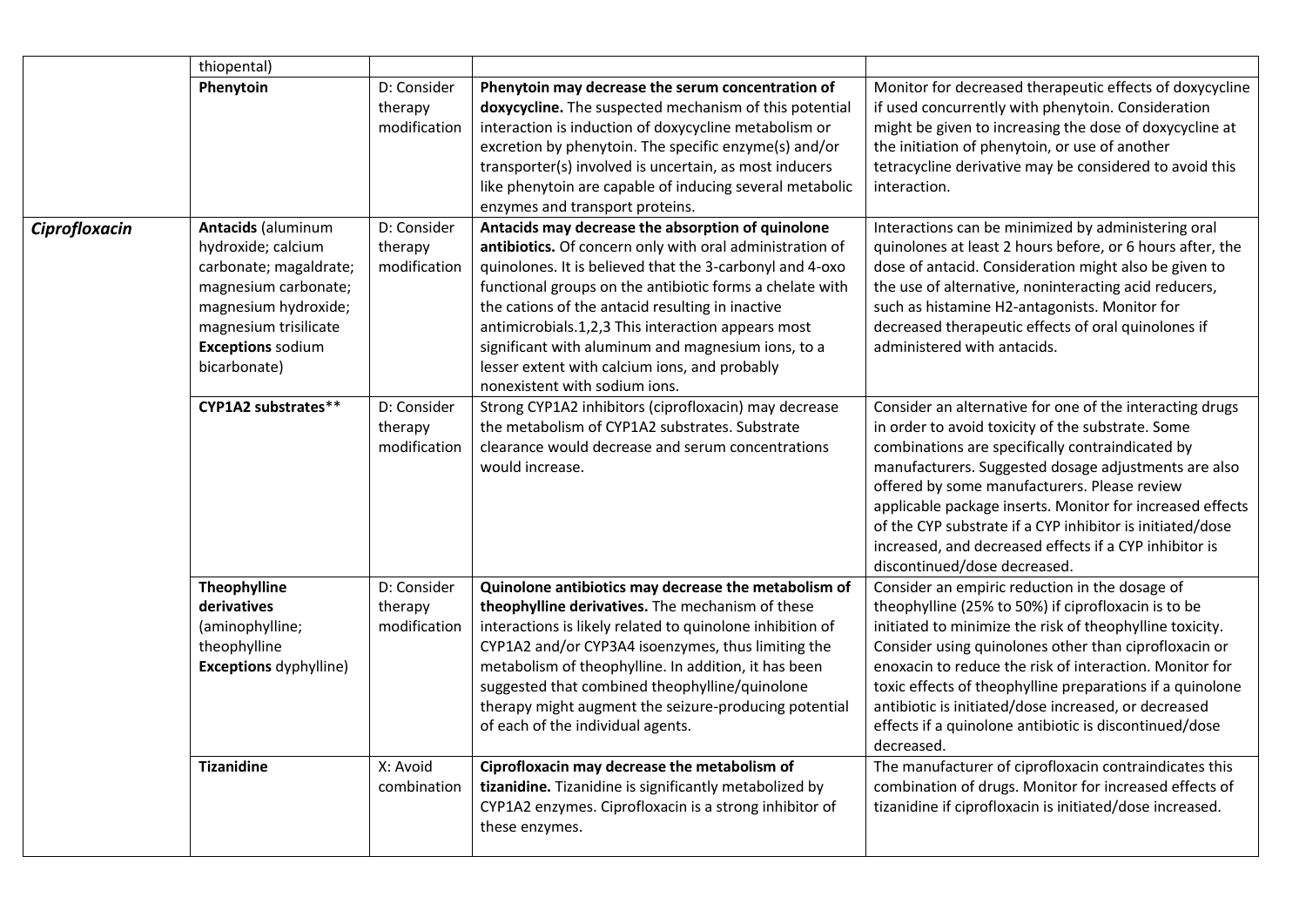| | | | | |
|---|---|---|---|---|
| | thiopental) | | | |
| | **Phenytoin** | D: Consider therapy modification | **Phenytoin may decrease the serum concentration of doxycycline.** The suspected mechanism of this potential interaction is induction of doxycycline metabolism or excretion by phenytoin. The specific enzyme(s) and/or transporter(s) involved is uncertain, as most inducers like phenytoin are capable of inducing several metabolic enzymes and transport proteins. | Monitor for decreased therapeutic effects of doxycycline if used concurrently with phenytoin. Consideration might be given to increasing the dose of doxycycline at the initiation of phenytoin, or use of another tetracycline derivative may be considered to avoid this interaction. |
| ***Ciprofloxacin*** | **Antacids** (aluminum hydroxide; calcium carbonate; magaldrate; magnesium carbonate; magnesium hydroxide; magnesium trisilicate **Exceptions** sodium bicarbonate) | D: Consider therapy modification | **Antacids may decrease the absorption of quinolone antibiotics.** Of concern only with oral administration of quinolones. It is believed that the 3-carbonyl and 4-oxo functional groups on the antibiotic forms a chelate with the cations of the antacid resulting in inactive antimicrobials.1,2,3 This interaction appears most significant with aluminum and magnesium ions, to a lesser extent with calcium ions, and probably nonexistent with sodium ions. | Interactions can be minimized by administering oral quinolones at least 2 hours before, or 6 hours after, the dose of antacid. Consideration might also be given to the use of alternative, noninteracting acid reducers, such as histamine H2-antagonists. Monitor for decreased therapeutic effects of oral quinolones if administered with antacids. |
| | **CYP1A2 substrates**** | D: Consider therapy modification | Strong CYP1A2 inhibitors (ciprofloxacin) may decrease the metabolism of CYP1A2 substrates. Substrate clearance would decrease and serum concentrations would increase. | Consider an alternative for one of the interacting drugs in order to avoid toxicity of the substrate. Some combinations are specifically contraindicated by manufacturers. Suggested dosage adjustments are also offered by some manufacturers. Please review applicable package inserts. Monitor for increased effects of the CYP substrate if a CYP inhibitor is initiated/dose increased, and decreased effects if a CYP inhibitor is discontinued/dose decreased. |
| | **Theophylline derivatives** (aminophylline; theophylline **Exceptions** dyphylline) | D: Consider therapy modification | **Quinolone antibiotics may decrease the metabolism of theophylline derivatives.** The mechanism of these interactions is likely related to quinolone inhibition of CYP1A2 and/or CYP3A4 isoenzymes, thus limiting the metabolism of theophylline. In addition, it has been suggested that combined theophylline/quinolone therapy might augment the seizure-producing potential of each of the individual agents. | Consider an empiric reduction in the dosage of theophylline (25% to 50%) if ciprofloxacin is to be initiated to minimize the risk of theophylline toxicity. Consider using quinolones other than ciprofloxacin or enoxacin to reduce the risk of interaction. Monitor for toxic effects of theophylline preparations if a quinolone antibiotic is initiated/dose increased, or decreased effects if a quinolone antibiotic is discontinued/dose decreased. |
| | **Tizanidine** | X: Avoid combination | **Ciprofloxacin may decrease the metabolism of tizanidine.** Tizanidine is significantly metabolized by CYP1A2 enzymes. Ciprofloxacin is a strong inhibitor of these enzymes. | The manufacturer of ciprofloxacin contraindicates this combination of drugs. Monitor for increased effects of tizanidine if ciprofloxacin is initiated/dose increased. |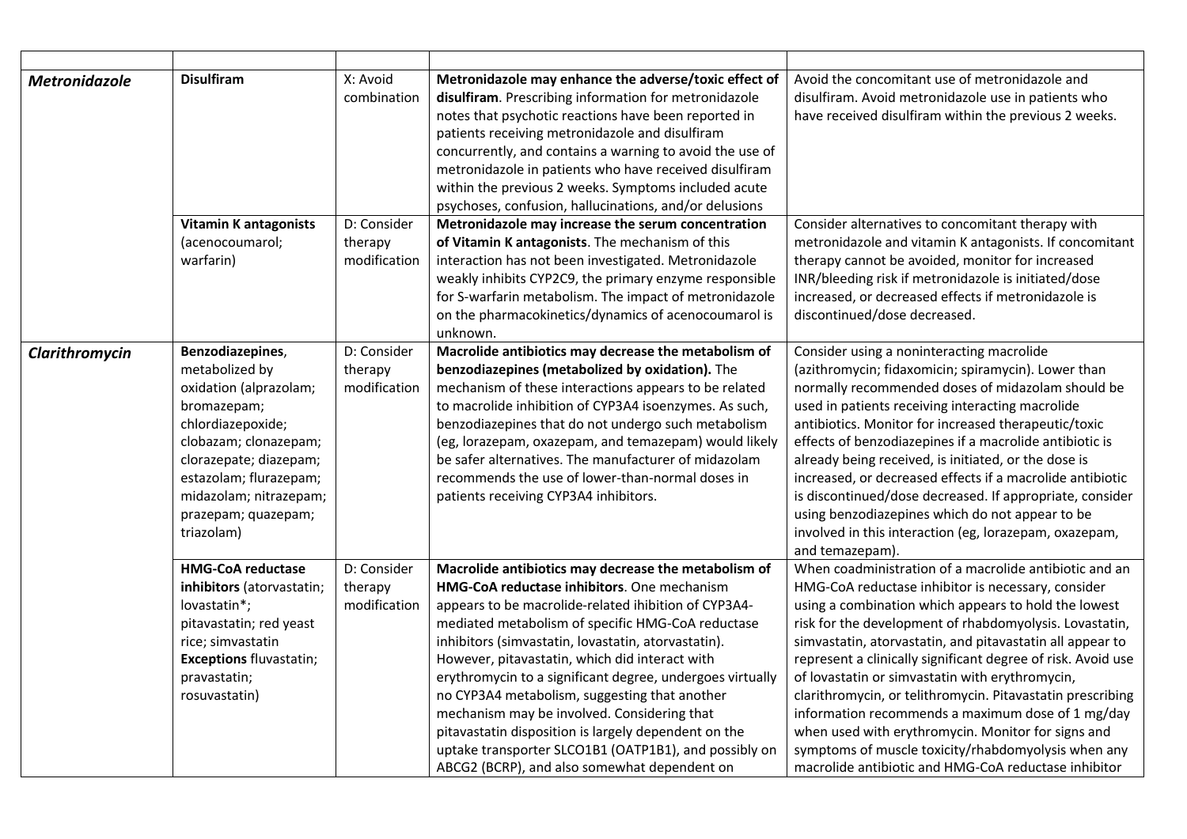| | | | | |
|---|---|---|---|---|
| ***Metronidazole*** | **Disulfiram** | X: Avoid combination | **Metronidazole may enhance the adverse/toxic effect of disulfiram**. Prescribing information for metronidazole notes that psychotic reactions have been reported in patients receiving metronidazole and disulfiram concurrently, and contains a warning to avoid the use of metronidazole in patients who have received disulfiram within the previous 2 weeks. Symptoms included acute psychoses, confusion, hallucinations, and/or delusions | Avoid the concomitant use of metronidazole and disulfiram. Avoid metronidazole use in patients who have received disulfiram within the previous 2 weeks. |
| | **Vitamin K antagonists** (acenocoumarol; warfarin) | D: Consider therapy modification | **Metronidazole may increase the serum concentration of Vitamin K antagonists**. The mechanism of this interaction has not been investigated. Metronidazole weakly inhibits CYP2C9, the primary enzyme responsible for S-warfarin metabolism. The impact of metronidazole on the pharmacokinetics/dynamics of acenocoumarol is unknown. | Consider alternatives to concomitant therapy with metronidazole and vitamin K antagonists. If concomitant therapy cannot be avoided, monitor for increased INR/bleeding risk if metronidazole is initiated/dose increased, or decreased effects if metronidazole is discontinued/dose decreased. |
| ***Clarithromycin*** | **Benzodiazepines**, metabolized by oxidation (alprazolam; bromazepam; chlordiazepoxide; clobazam; clonazepam; clorazepate; diazepam; estazolam; flurazepam; midazolam; nitrazepam; prazepam; quazepam; triazolam) | D: Consider therapy modification | **Macrolide antibiotics may decrease the metabolism of benzodiazepines (metabolized by oxidation).** The mechanism of these interactions appears to be related to macrolide inhibition of CYP3A4 isoenzymes. As such, benzodiazepines that do not undergo such metabolism (eg, lorazepam, oxazepam, and temazepam) would likely be safer alternatives. The manufacturer of midazolam recommends the use of lower-than-normal doses in patients receiving CYP3A4 inhibitors. | Consider using a noninteracting macrolide (azithromycin; fidaxomicin; spiramycin). Lower than normally recommended doses of midazolam should be used in patients receiving interacting macrolide antibiotics. Monitor for increased therapeutic/toxic effects of benzodiazepines if a macrolide antibiotic is already being received, is initiated, or the dose is increased, or decreased effects if a macrolide antibiotic is discontinued/dose decreased. If appropriate, consider using benzodiazepines which do not appear to be involved in this interaction (eg, lorazepam, oxazepam, and temazepam). |
| | **HMG-CoA reductase inhibitors** (atorvastatin; lovastatin*; pitavastatin; red yeast rice; simvastatin **Exceptions** fluvastatin; pravastatin; rosuvastatin) | D: Consider therapy modification | **Macrolide antibiotics may decrease the metabolism of HMG-CoA reductase inhibitors**. One mechanism appears to be macrolide-related ihibition of CYP3A4-mediated metabolism of specific HMG-CoA reductase inhibitors (simvastatin, lovastatin, atorvastatin). However, pitavastatin, which did interact with erythromycin to a significant degree, undergoes virtually no CYP3A4 metabolism, suggesting that another mechanism may be involved. Considering that pitavastatin disposition is largely dependent on the uptake transporter SLCO1B1 (OATP1B1), and possibly on ABCG2 (BCRP), and also somewhat dependent on | When coadministration of a macrolide antibiotic and an HMG-CoA reductase inhibitor is necessary, consider using a combination which appears to hold the lowest risk for the development of rhabdomyolysis. Lovastatin, simvastatin, atorvastatin, and pitavastatin all appear to represent a clinically significant degree of risk. Avoid use of lovastatin or simvastatin with erythromycin, clarithromycin, or telithromycin. Pitavastatin prescribing information recommends a maximum dose of 1 mg/day when used with erythromycin. Monitor for signs and symptoms of muscle toxicity/rhabdomyolysis when any macrolide antibiotic and HMG-CoA reductase inhibitor |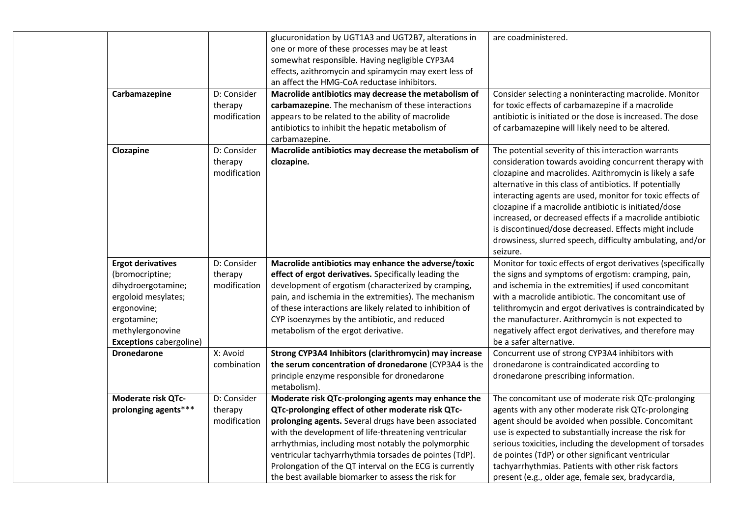| | | | | |
|---|---|---|---|---|
| | | | glucuronidation by UGT1A3 and UGT2B7, alterations in one or more of these processes may be at least somewhat responsible. Having negligible CYP3A4 effects, azithromycin and spiramycin may exert less of an affect the HMG-CoA reductase inhibitors. | are coadministered. |
| | **Carbamazepine** | D: Consider therapy modification | **Macrolide antibiotics may decrease the metabolism of carbamazepine**. The mechanism of these interactions appears to be related to the ability of macrolide antibiotics to inhibit the hepatic metabolism of carbamazepine. | Consider selecting a noninteracting macrolide. Monitor for toxic effects of carbamazepine if a macrolide antibiotic is initiated or the dose is increased. The dose of carbamazepine will likely need to be altered. |
| | **Clozapine** | D: Consider therapy modification | **Macrolide antibiotics may decrease the metabolism of clozapine.** | The potential severity of this interaction warrants consideration towards avoiding concurrent therapy with clozapine and macrolides. Azithromycin is likely a safe alternative in this class of antibiotics. If potentially interacting agents are used, monitor for toxic effects of clozapine if a macrolide antibiotic is initiated/dose increased, or decreased effects if a macrolide antibiotic is discontinued/dose decreased. Effects might include drowsiness, slurred speech, difficulty ambulating, and/or seizure. |
| | **Ergot derivatives** (bromocriptine; dihydroergotamine; ergoloid mesylates; ergonovine; ergotamine; methylergonovine **Exceptions** cabergoline) | D: Consider therapy modification | **Macrolide antibiotics may enhance the adverse/toxic effect of ergot derivatives.** Specifically leading the development of ergotism (characterized by cramping, pain, and ischemia in the extremities). The mechanism of these interactions are likely related to inhibition of CYP isoenzymes by the antibiotic, and reduced metabolism of the ergot derivative. | Monitor for toxic effects of ergot derivatives (specifically the signs and symptoms of ergotism: cramping, pain, and ischemia in the extremities) if used concomitant with a macrolide antibiotic. The concomitant use of telithromycin and ergot derivatives is contraindicated by the manufacturer. Azithromycin is not expected to negatively affect ergot derivatives, and therefore may be a safer alternative. |
| | **Dronedarone** | X: Avoid combination | **Strong CYP3A4 Inhibitors (clarithromycin) may increase the serum concentration of dronedarone** (CYP3A4 is the principle enzyme responsible for dronedarone metabolism). | Concurrent use of strong CYP3A4 inhibitors with dronedarone is contraindicated according to dronedarone prescribing information. |
| | **Moderate risk QTc-prolonging agents*** ** | D: Consider therapy modification | **Moderate risk QTc-prolonging agents may enhance the QTc-prolonging effect of other moderate risk QTc-prolonging agents.** Several drugs have been associated with the development of life-threatening ventricular arrhythmias, including most notably the polymorphic ventricular tachyarrhythmia torsades de pointes (TdP). Prolongation of the QT interval on the ECG is currently the best available biomarker to assess the risk for | The concomitant use of moderate risk QTc-prolonging agents with any other moderate risk QTc-prolonging agent should be avoided when possible. Concomitant use is expected to substantially increase the risk for serious toxicities, including the development of torsades de pointes (TdP) or other significant ventricular tachyarrhythmias. Patients with other risk factors present (e.g., older age, female sex, bradycardia, |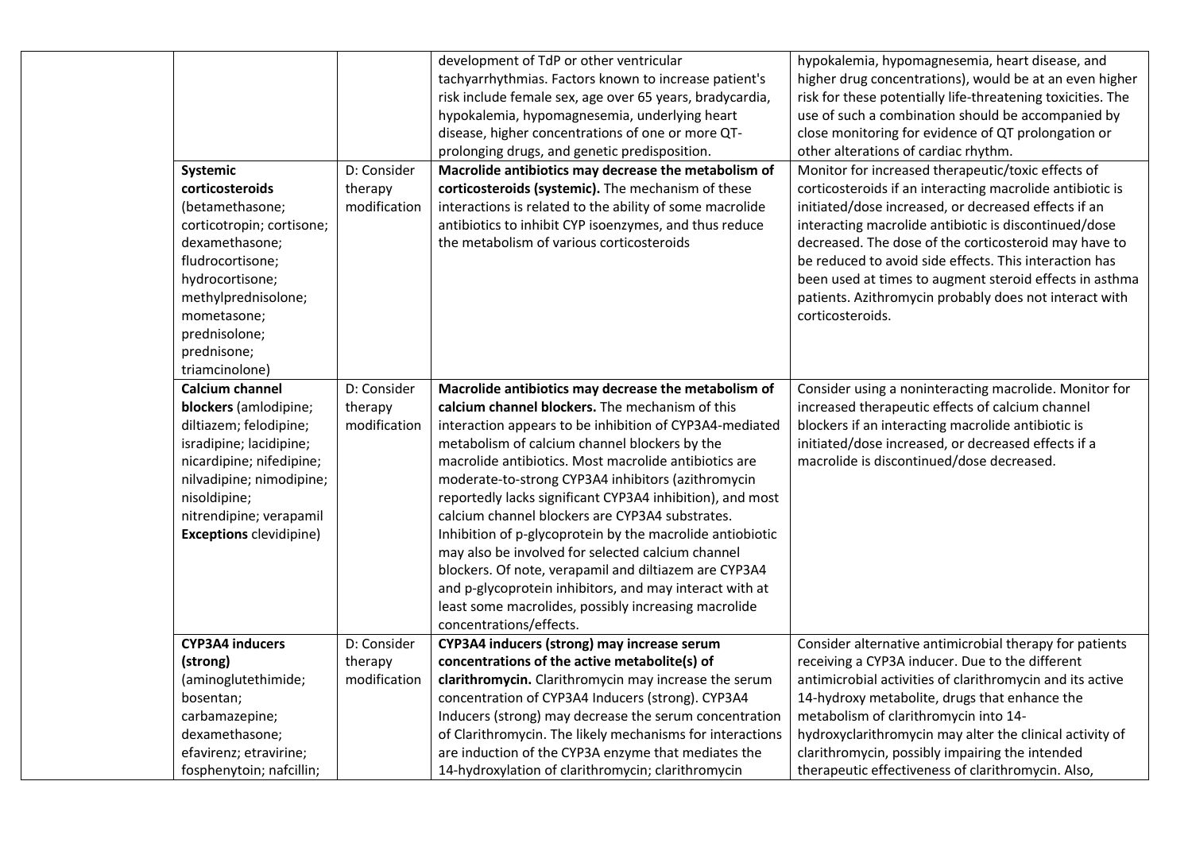| | | | | |
|---|---|---|---|---|
| | | | development of TdP or other ventricular tachyarrhythmias. Factors known to increase patient's risk include female sex, age over 65 years, bradycardia, hypokalemia, hypomagnesemia, underlying heart disease, higher concentrations of one or more QT-prolonging drugs, and genetic predisposition. | hypokalemia, hypomagnesemia, heart disease, and higher drug concentrations), would be at an even higher risk for these potentially life-threatening toxicities. The use of such a combination should be accompanied by close monitoring for evidence of QT prolongation or other alterations of cardiac rhythm. |
| | **Systemic corticosteroids** (betamethasone; corticotropin; cortisone; dexamethasone; fludrocortisone; hydrocortisone; methylprednisolone; mometasone; prednisolone; prednisone; triamcinolone) | D: Consider therapy modification | **Macrolide antibiotics may decrease the metabolism of corticosteroids (systemic).** The mechanism of these interactions is related to the ability of some macrolide antibiotics to inhibit CYP isoenzymes, and thus reduce the metabolism of various corticosteroids | Monitor for increased therapeutic/toxic effects of corticosteroids if an interacting macrolide antibiotic is initiated/dose increased, or decreased effects if an interacting macrolide antibiotic is discontinued/dose decreased. The dose of the corticosteroid may have to be reduced to avoid side effects. This interaction has been used at times to augment steroid effects in asthma patients. Azithromycin probably does not interact with corticosteroids. |
| | **Calcium channel blockers** (amlodipine; diltiazem; felodipine; isradipine; lacidipine; nicardipine; nifedipine; nilvadipine; nimodipine; nisoldipine; nitrendipine; verapamil **Exceptions** clevidipine) | D: Consider therapy modification | **Macrolide antibiotics may decrease the metabolism of calcium channel blockers.** The mechanism of this interaction appears to be inhibition of CYP3A4-mediated metabolism of calcium channel blockers by the macrolide antibiotics. Most macrolide antibiotics are moderate-to-strong CYP3A4 inhibitors (azithromycin reportedly lacks significant CYP3A4 inhibition), and most calcium channel blockers are CYP3A4 substrates. Inhibition of p-glycoprotein by the macrolide antiobiotic may also be involved for selected calcium channel blockers. Of note, verapamil and diltiazem are CYP3A4 and p-glycoprotein inhibitors, and may interact with at least some macrolides, possibly increasing macrolide concentrations/effects. | Consider using a noninteracting macrolide. Monitor for increased therapeutic effects of calcium channel blockers if an interacting macrolide antibiotic is initiated/dose increased, or decreased effects if a macrolide is discontinued/dose decreased. |
| | **CYP3A4 inducers (strong)** (aminoglutethimide; bosentan; carbamazepine; dexamethasone; efavirenz; etravirine; fosphenytoin; nafcillin; | D: Consider therapy modification | **CYP3A4 inducers (strong) may increase serum concentrations of the active metabolite(s) of clarithromycin.** Clarithromycin may increase the serum concentration of CYP3A4 Inducers (strong). CYP3A4 Inducers (strong) may decrease the serum concentration of Clarithromycin. The likely mechanisms for interactions are induction of the CYP3A enzyme that mediates the 14-hydroxylation of clarithromycin; clarithromycin | Consider alternative antimicrobial therapy for patients receiving a CYP3A inducer. Due to the different antimicrobial activities of clarithromycin and its active 14-hydroxy metabolite, drugs that enhance the metabolism of clarithromycin into 14-hydroxyclarithromycin may alter the clinical activity of clarithromycin, possibly impairing the intended therapeutic effectiveness of clarithromycin. Also, |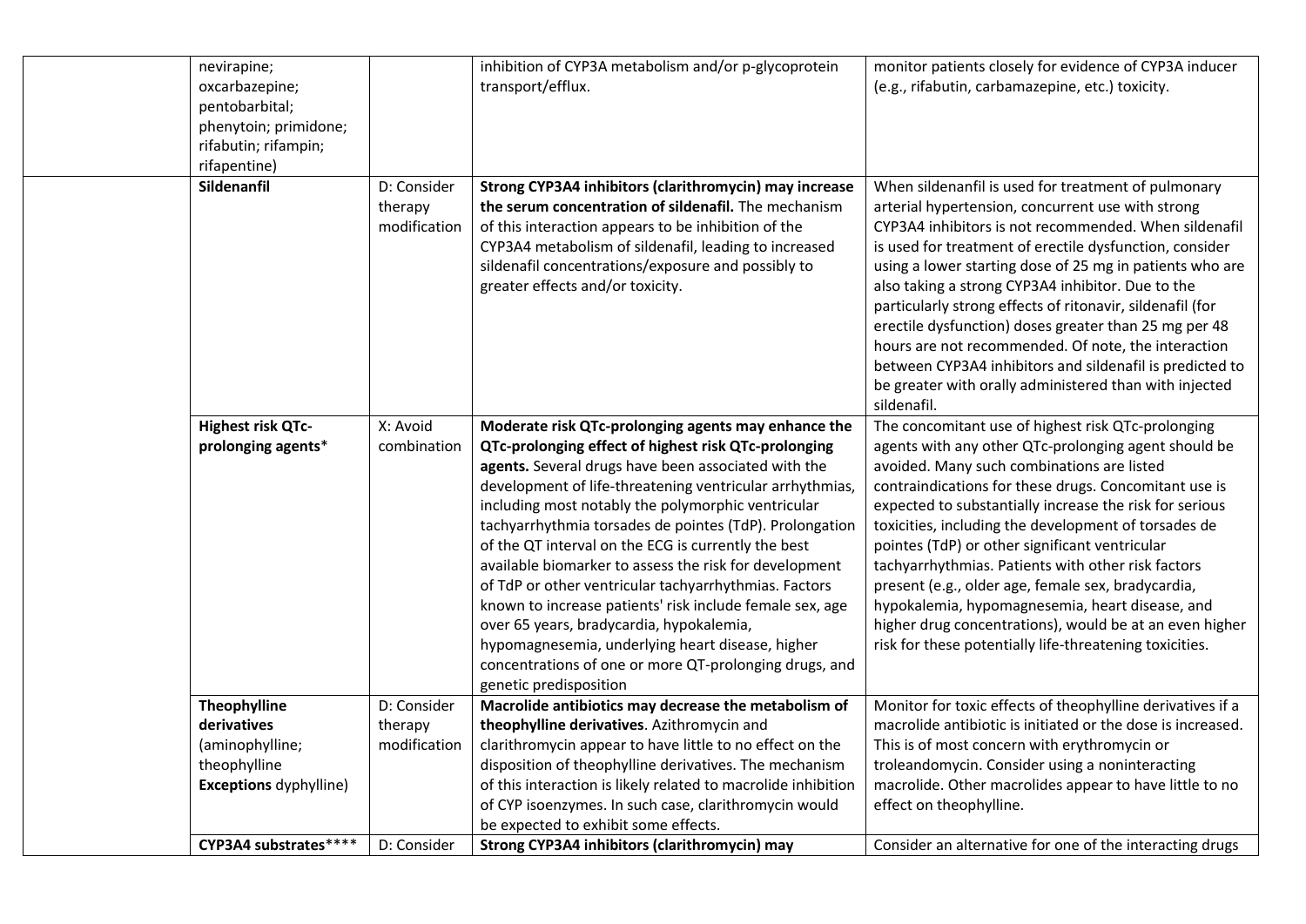| | | | | |
|---|---|---|---|---|
| | nevirapine; oxcarbazepine; pentobarbital; phenytoin; primidone; rifabutin; rifampin; rifapentine) | | inhibition of CYP3A metabolism and/or p-glycoprotein transport/efflux. | monitor patients closely for evidence of CYP3A inducer (e.g., rifabutin, carbamazepine, etc.) toxicity. |
| | **Sildenanfil** | D: Consider therapy modification | **Strong CYP3A4 inhibitors (clarithromycin) may increase the serum concentration of sildenafil.** The mechanism of this interaction appears to be inhibition of the CYP3A4 metabolism of sildenafil, leading to increased sildenafil concentrations/exposure and possibly to greater effects and/or toxicity. | When sildenafil is used for treatment of pulmonary arterial hypertension, concurrent use with strong CYP3A4 inhibitors is not recommended. When sildenafil is used for treatment of erectile dysfunction, consider using a lower starting dose of 25 mg in patients who are also taking a strong CYP3A4 inhibitor. Due to the particularly strong effects of ritonavir, sildenafil (for erectile dysfunction) doses greater than 25 mg per 48 hours are not recommended. Of note, the interaction between CYP3A4 inhibitors and sildenafil is predicted to be greater with orally administered than with injected sildenafil. |
| | **Highest risk QTc-prolonging agents*** | X: Avoid combination | **Moderate risk QTc-prolonging agents may enhance the QTc-prolonging effect of highest risk QTc-prolonging agents.** Several drugs have been associated with the development of life-threatening ventricular arrhythmias, including most notably the polymorphic ventricular tachyarrhythmia torsades de pointes (TdP). Prolongation of the QT interval on the ECG is currently the best available biomarker to assess the risk for development of TdP or other ventricular tachyarrhythmias. Factors known to increase patients' risk include female sex, age over 65 years, bradycardia, hypokalemia, hypomagnesemia, underlying heart disease, higher concentrations of one or more QT-prolonging drugs, and genetic predisposition | The concomitant use of highest risk QTc-prolonging agents with any other QTc-prolonging agent should be avoided. Many such combinations are listed contraindications for these drugs. Concomitant use is expected to substantially increase the risk for serious toxicities, including the development of torsades de pointes (TdP) or other significant ventricular tachyarrhythmias. Patients with other risk factors present (e.g., older age, female sex, bradycardia, hypokalemia, hypomagnesemia, heart disease, and higher drug concentrations), would be at an even higher risk for these potentially life-threatening toxicities. |
| | **Theophylline derivatives** (aminophylline; theophylline **Exceptions** dyphylline) | D: Consider therapy modification | **Macrolide antibiotics may decrease the metabolism of theophylline derivatives**. Azithromycin and clarithromycin appear to have little to no effect on the disposition of theophylline derivatives. The mechanism of this interaction is likely related to macrolide inhibition of CYP isoenzymes. In such case, clarithromycin would be expected to exhibit some effects. | Monitor for toxic effects of theophylline derivatives if a macrolide antibiotic is initiated or the dose is increased. This is of most concern with erythromycin or troleandomycin. Consider using a noninteracting macrolide. Other macrolides appear to have little to no effect on theophylline. |
| | **CYP3A4 substrates****** | D: Consider | **Strong CYP3A4 inhibitors (clarithromycin) may** | Consider an alternative for one of the interacting drugs |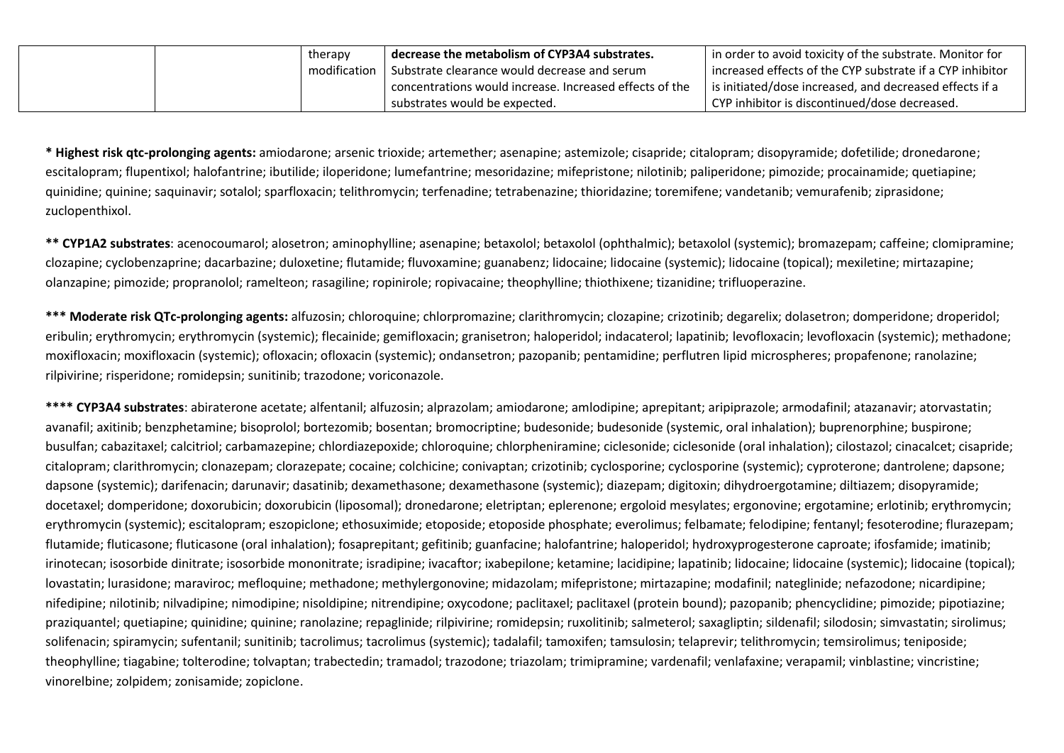|  |  | therapy modification | **decrease the metabolism of CYP3A4 substrates.** Substrate clearance would decrease and serum concentrations would increase. Increased effects of the substrates would be expected. | in order to avoid toxicity of the substrate. Monitor for increased effects of the CYP substrate if a CYP inhibitor is initiated/dose increased, and decreased effects if a CYP inhibitor is discontinued/dose decreased. |
|---|---|---|---|---|

**\* Highest risk qtc-prolonging agents:** amiodarone; arsenic trioxide; artemether; asenapine; astemizole; cisapride; citalopram; disopyramide; dofetilide; dronedarone; escitalopram; flupentixol; halofantrine; ibutilide; iloperidone; lumefantrine; mesoridazine; mifepristone; nilotinib; paliperidone; pimozide; procainamide; quetiapine; quinidine; quinine; saquinavir; sotalol; sparfloxacin; telithromycin; terfenadine; tetrabenazine; thioridazine; toremifene; vandetanib; vemurafenib; ziprasidone; zuclopenthixol.

**\*\* CYP1A2 substrates**: acenocoumarol; alosetron; aminophylline; asenapine; betaxolol; betaxolol (ophthalmic); betaxolol (systemic); bromazepam; caffeine; clomipramine; clozapine; cyclobenzaprine; dacarbazine; duloxetine; flutamide; fluvoxamine; guanabenz; lidocaine; lidocaine (systemic); lidocaine (topical); mexiletine; mirtazapine; olanzapine; pimozide; propranolol; ramelteon; rasagiline; ropinirole; ropivacaine; theophylline; thiothixene; tizanidine; trifluoperazine.

**\*\*\* Moderate risk QTc-prolonging agents:** alfuzosin; chloroquine; chlorpromazine; clarithromycin; clozapine; crizotinib; degarelix; dolasetron; domperidone; droperidol; eribulin; erythromycin; erythromycin (systemic); flecainide; gemifloxacin; granisetron; haloperidol; indacaterol; lapatinib; levofloxacin; levofloxacin (systemic); methadone; moxifloxacin; moxifloxacin (systemic); ofloxacin; ofloxacin (systemic); ondansetron; pazopanib; pentamidine; perflutren lipid microspheres; propafenone; ranolazine; rilpivirine; risperidone; romidepsin; sunitinib; trazodone; voriconazole.

**\*\*\*\* CYP3A4 substrates**: abiraterone acetate; alfentanil; alfuzosin; alprazolam; amiodarone; amlodipine; aprepitant; aripiprazole; armodafinil; atazanavir; atorvastatin; avanafil; axitinib; benzphetamine; bisoprolol; bortezomib; bosentan; bromocriptine; budesonide; budesonide (systemic, oral inhalation); buprenorphine; buspirone; busulfan; cabazitaxel; calcitriol; carbamazepine; chlordiazepoxide; chloroquine; chlorpheniramine; ciclesonide; ciclesonide (oral inhalation); cilostazol; cinacalcet; cisapride; citalopram; clarithromycin; clonazepam; clorazepate; cocaine; colchicine; conivaptan; crizotinib; cyclosporine; cyclosporine (systemic); cyproterone; dantrolene; dapsone; dapsone (systemic); darifenacin; darunavir; dasatinib; dexamethasone; dexamethasone (systemic); diazepam; digitoxin; dihydroergotamine; diltiazem; disopyramide; docetaxel; domperidone; doxorubicin; doxorubicin (liposomal); dronedarone; eletriptan; eplerenone; ergoloid mesylates; ergonovine; ergotamine; erlotinib; erythromycin; erythromycin (systemic); escitalopram; eszopiclone; ethosuximide; etoposide; etoposide phosphate; everolimus; felbamate; felodipine; fentanyl; fesoterodine; flurazepam; flutamide; fluticasone; fluticasone (oral inhalation); fosaprepitant; gefitinib; guanfacine; halofantrine; haloperidol; hydroxyprogesterone caproate; ifosfamide; imatinib; irinotecan; isosorbide dinitrate; isosorbide mononitrate; isradipine; ivacaftor; ixabepilone; ketamine; lacidipine; lapatinib; lidocaine; lidocaine (systemic); lidocaine (topical); lovastatin; lurasidone; maraviroc; mefloquine; methadone; methylergonovine; midazolam; mifepristone; mirtazapine; modafinil; nateglinide; nefazodone; nicardipine; nifedipine; nilotinib; nilvadipine; nimodipine; nisoldipine; nitrendipine; oxycodone; paclitaxel; paclitaxel (protein bound); pazopanib; phencyclidine; pimozide; pipotiazine; praziquantel; quetiapine; quinidine; quinine; ranolazine; repaglinide; rilpivirine; romidepsin; ruxolitinib; salmeterol; saxagliptin; sildenafil; silodosin; simvastatin; sirolimus; solifenacin; spiramycin; sufentanil; sunitinib; tacrolimus; tacrolimus (systemic); tadalafil; tamoxifen; tamsulosin; telaprevir; telithromycin; temsirolimus; teniposide; theophylline; tiagabine; tolterodine; tolvaptan; trabectedin; tramadol; trazodone; triazolam; trimipramine; vardenafil; venlafaxine; verapamil; vinblastine; vincristine; vinorelbine; zolpidem; zonisamide; zopiclone.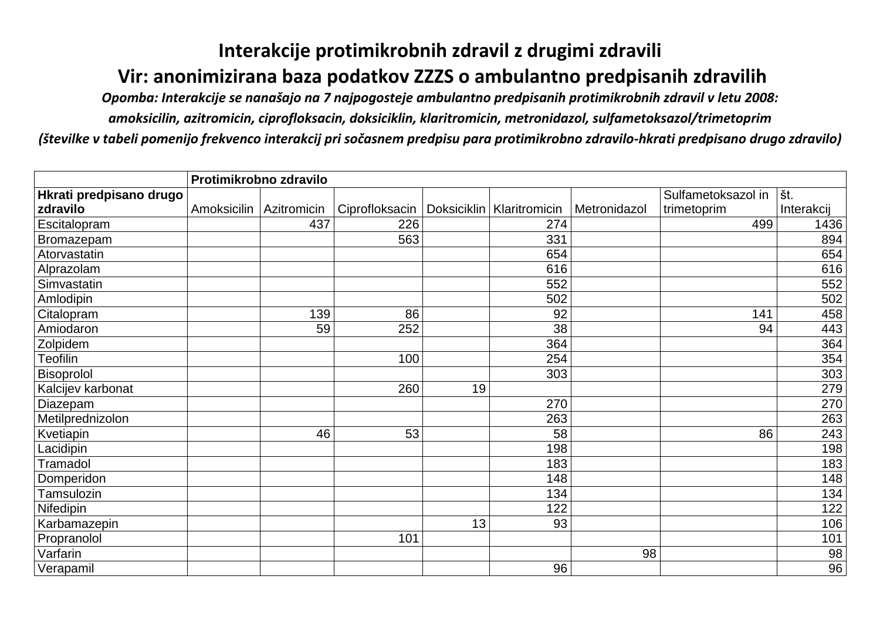# Interakcije protimikrobnih zdravil z drugimi zdravili

## Vir: anonimizirana baza podatkov ZZZS o ambulantno predpisanih zdravilih

***Opomba: Interakcije se nanašajo na 7 najpogosteje ambulantno predpisanih protimikrobnih zdravil v letu 2008:***

***amoksicilin, azitromicin, ciprofloksacin, doksiciklin, klaritromicin, metronidazol, sulfametoksazol/trimetoprim***

***(številke v tabeli pomenijo frekvenco interakcij pri sočasnem predpisu para protimikrobno zdravilo-hkrati predpisano drugo zdravilo)***

| | **Protimikrobno zdravilo** | | | | | | | |
|---|---|---|---|---|---|---|---|---|
| **Hkrati predpisano drugo zdravilo** | Amoksicilin | Azitromicin | Ciprofloksacin | Doksiciklin | Klaritromicin | Metronidazol | Sulfametoksazol in trimetoprim | št. Interakcij |
| Escitalopram | | 437 | 226 | | 274 | | 499 | 1436 |
| Bromazepam | | | 563 | | 331 | | | 894 |
| Atorvastatin | | | | | 654 | | | 654 |
| Alprazolam | | | | | 616 | | | 616 |
| Simvastatin | | | | | 552 | | | 552 |
| Amlodipin | | | | | 502 | | | 502 |
| Citalopram | | 139 | 86 | | 92 | | 141 | 458 |
| Amiodaron | | 59 | 252 | | 38 | | 94 | 443 |
| Zolpidem | | | | | 364 | | | 364 |
| Teofilin | | | 100 | | 254 | | | 354 |
| Bisoprolol | | | | | 303 | | | 303 |
| Kalcijev karbonat | | | 260 | 19 | | | | 279 |
| Diazepam | | | | | 270 | | | 270 |
| Metilprednizolon | | | | | 263 | | | 263 |
| Kvetiapin | | 46 | 53 | | 58 | | 86 | 243 |
| Lacidipin | | | | | 198 | | | 198 |
| Tramadol | | | | | 183 | | | 183 |
| Domperidon | | | | | 148 | | | 148 |
| Tamsulozin | | | | | 134 | | | 134 |
| Nifedipin | | | | | 122 | | | 122 |
| Karbamazepin | | | | 13 | 93 | | | 106 |
| Propranolol | | | 101 | | | | | 101 |
| Varfarin | | | | | | 98 | | 98 |
| Verapamil | | | | | 96 | | | 96 |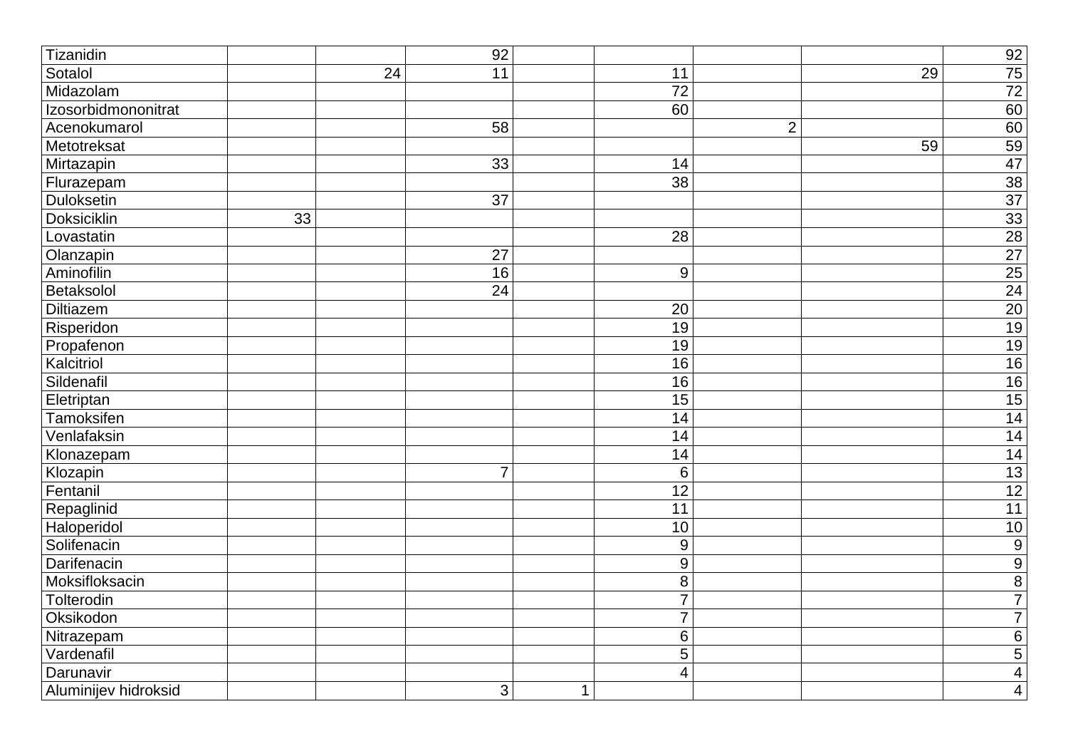| | | | | | | | | |
|---|---|---|---|---|---|---|---|---|
| Tizanidin | | | 92 | | | | | 92 |
| Sotalol | | 24 | 11 | | 11 | | 29 | 75 |
| Midazolam | | | | | 72 | | | 72 |
| Izosorbidmononitrat | | | | | 60 | | | 60 |
| Acenokumarol | | | 58 | | | 2 | | 60 |
| Metotreksat | | | | | | | 59 | 59 |
| Mirtazapin | | | 33 | | 14 | | | 47 |
| Flurazepam | | | | | 38 | | | 38 |
| Duloksetin | | | 37 | | | | | 37 |
| Doksiciklin | 33 | | | | | | | 33 |
| Lovastatin | | | | | 28 | | | 28 |
| Olanzapin | | | 27 | | | | | 27 |
| Aminofilin | | | 16 | | 9 | | | 25 |
| Betaksolol | | | 24 | | | | | 24 |
| Diltiazem | | | | | 20 | | | 20 |
| Risperidon | | | | | 19 | | | 19 |
| Propafenon | | | | | 19 | | | 19 |
| Kalcitriol | | | | | 16 | | | 16 |
| Sildenafil | | | | | 16 | | | 16 |
| Eletriptan | | | | | 15 | | | 15 |
| Tamoksifen | | | | | 14 | | | 14 |
| Venlafaksin | | | | | 14 | | | 14 |
| Klonazepam | | | | | 14 | | | 14 |
| Klozapin | | | 7 | | 6 | | | 13 |
| Fentanil | | | | | 12 | | | 12 |
| Repaglinid | | | | | 11 | | | 11 |
| Haloperidol | | | | | 10 | | | 10 |
| Solifenacin | | | | | 9 | | | 9 |
| Darifenacin | | | | | 9 | | | 9 |
| Moksifloksacin | | | | | 8 | | | 8 |
| Tolterodin | | | | | 7 | | | 7 |
| Oksikodon | | | | | 7 | | | 7 |
| Nitrazepam | | | | | 6 | | | 6 |
| Vardenafil | | | | | 5 | | | 5 |
| Darunavir | | | | | 4 | | | 4 |
| Aluminijev hidroksid | | | 3 | 1 | | | | 4 |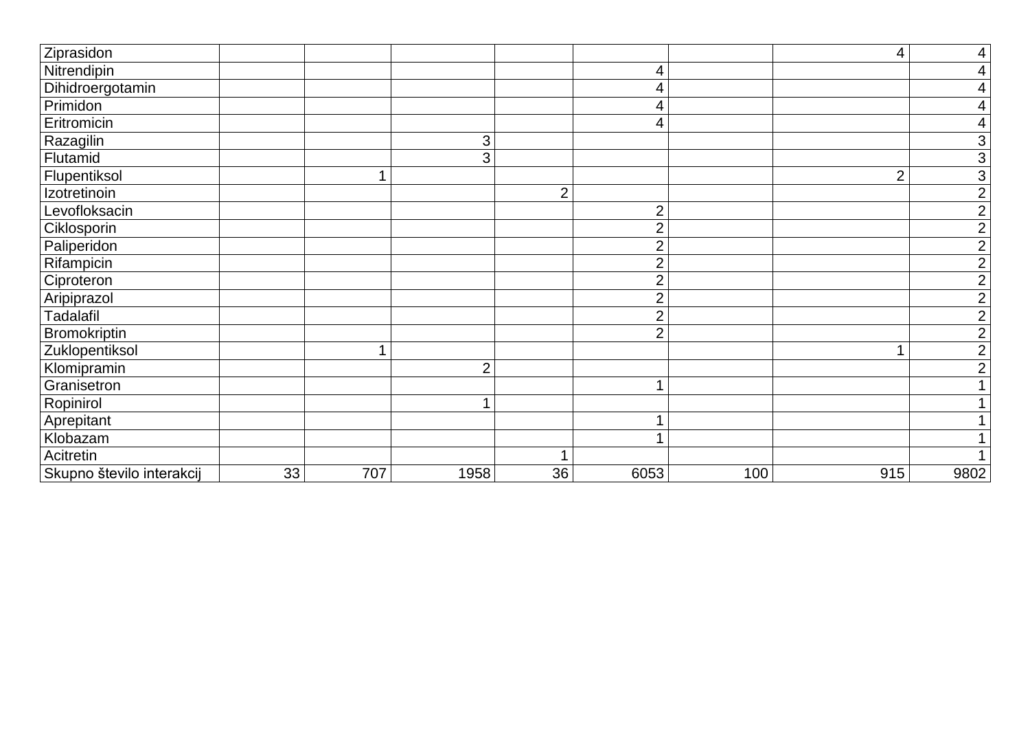| | | | | | | | | |
|---|---|---|---|---|---|---|---|---|
| Ziprasidon | | | | | | | 4 | 4 |
| Nitrendipin | | | | | 4 | | | 4 |
| Dihidroergotamin | | | | | 4 | | | 4 |
| Primidon | | | | | 4 | | | 4 |
| Eritromicin | | | | | 4 | | | 4 |
| Razagilin | | | 3 | | | | | 3 |
| Flutamid | | | 3 | | | | | 3 |
| Flupentiksol | | 1 | | | | | 2 | 3 |
| Izotretinoin | | | | 2 | | | | 2 |
| Levofloksacin | | | | | 2 | | | 2 |
| Ciklosporin | | | | | 2 | | | 2 |
| Paliperidon | | | | | 2 | | | 2 |
| Rifampicin | | | | | 2 | | | 2 |
| Ciproteron | | | | | 2 | | | 2 |
| Aripiprazol | | | | | 2 | | | 2 |
| Tadalafil | | | | | 2 | | | 2 |
| Bromokriptin | | | | | 2 | | | 2 |
| Zuklopentiksol | | 1 | | | | | 1 | 2 |
| Klomipramin | | | 2 | | | | | 2 |
| Granisetron | | | | | 1 | | | 1 |
| Ropinirol | | | 1 | | | | | 1 |
| Aprepitant | | | | | 1 | | | 1 |
| Klobazam | | | | | 1 | | | 1 |
| Acitretin | | | | 1 | | | | 1 |
| Skupno število interakcij | 33 | 707 | 1958 | 36 | 6053 | 100 | 915 | 9802 |